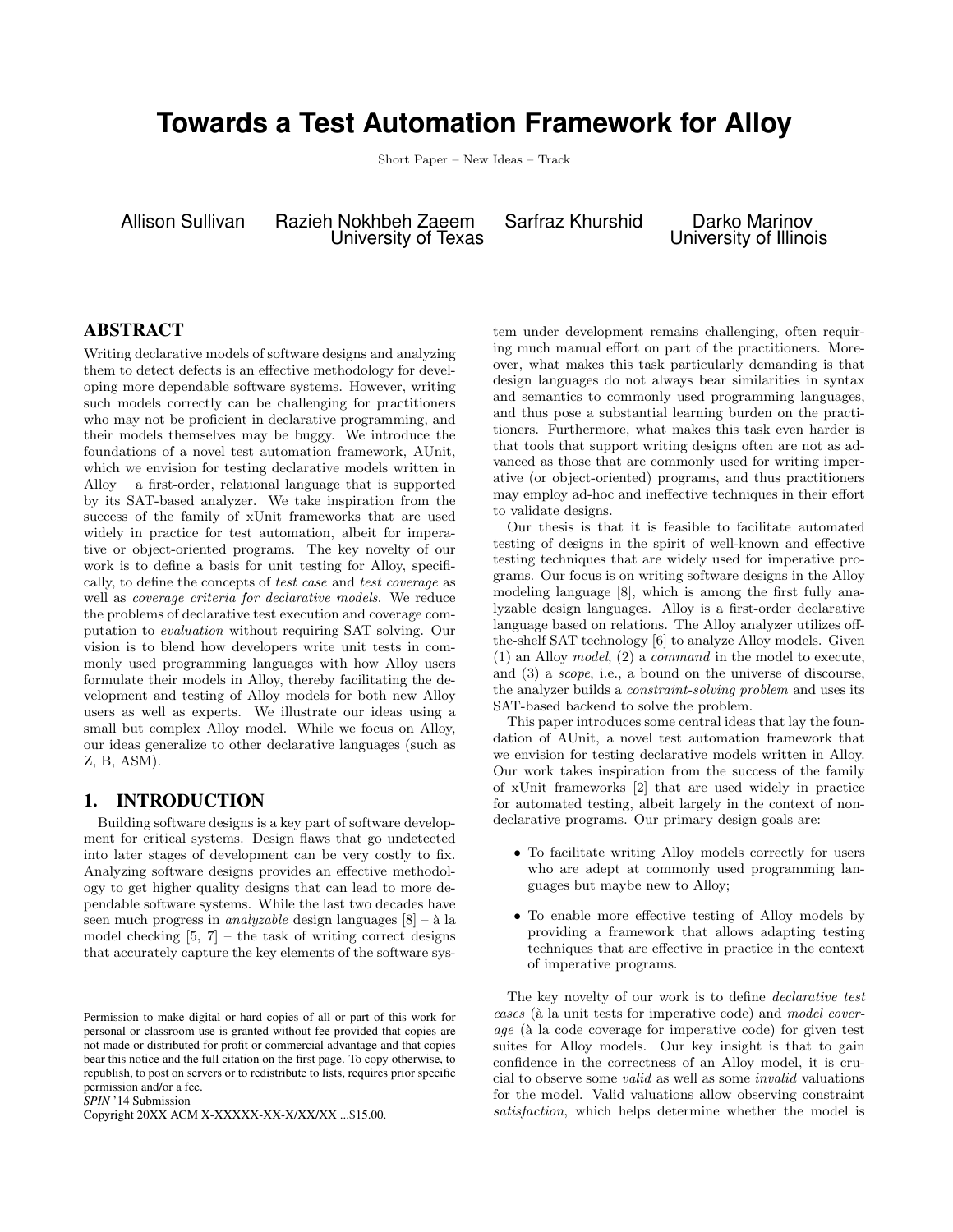# Towards a Test Automation Framework for Alloy

Short Paper – New Ideas – Track

Allison Sullivan  Razieh Nokhbeh Zaeem  Sarfraz Khurshid  Darko Marinov
University of Texas  University of Illinois

## ABSTRACT

Writing declarative models of software designs and analyzing them to detect defects is an effective methodology for developing more dependable software systems. However, writing such models correctly can be challenging for practitioners who may not be proficient in declarative programming, and their models themselves may be buggy. We introduce the foundations of a novel test automation framework, AUnit, which we envision for testing declarative models written in Alloy – a first-order, relational language that is supported by its SAT-based analyzer. We take inspiration from the success of the family of xUnit frameworks that are used widely in practice for test automation, albeit for imperative or object-oriented programs. The key novelty of our work is to define a basis for unit testing for Alloy, specifically, to define the concepts of *test case* and *test coverage* as well as *coverage criteria for declarative models*. We reduce the problems of declarative test execution and coverage computation to *evaluation* without requiring SAT solving. Our vision is to blend how developers write unit tests in commonly used programming languages with how Alloy users formulate their models in Alloy, thereby facilitating the development and testing of Alloy models for both new Alloy users as well as experts. We illustrate our ideas using a small but complex Alloy model. While we focus on Alloy, our ideas generalize to other declarative languages (such as Z, B, ASM).

## 1. INTRODUCTION

Building software designs is a key part of software development for critical systems. Design flaws that go undetected into later stages of development can be very costly to fix. Analyzing software designs provides an effective methodology to get higher quality designs that can lead to more dependable software systems. While the last two decades have seen much progress in *analyzable* design languages [8] – à la model checking [5, 7] – the task of writing correct designs that accurately capture the key elements of the software system under development remains challenging, often requiring much manual effort on part of the practitioners. Moreover, what makes this task particularly demanding is that design languages do not always bear similarities in syntax and semantics to commonly used programming languages, and thus pose a substantial learning burden on the practitioners. Furthermore, what makes this task even harder is that tools that support writing designs often are not as advanced as those that are commonly used for writing imperative (or object-oriented) programs, and thus practitioners may employ ad-hoc and ineffective techniques in their effort to validate designs.

Our thesis is that it is feasible to facilitate automated testing of designs in the spirit of well-known and effective testing techniques that are widely used for imperative programs. Our focus is on writing software designs in the Alloy modeling language [8], which is among the first fully analyzable design languages. Alloy is a first-order declarative language based on relations. The Alloy analyzer utilizes off-the-shelf SAT technology [6] to analyze Alloy models. Given (1) an Alloy *model*, (2) a *command* in the model to execute, and (3) a *scope*, i.e., a bound on the universe of discourse, the analyzer builds a *constraint-solving problem* and uses its SAT-based backend to solve the problem.

This paper introduces some central ideas that lay the foundation of AUnit, a novel test automation framework that we envision for testing declarative models written in Alloy. Our work takes inspiration from the success of the family of xUnit frameworks [2] that are used widely in practice for automated testing, albeit largely in the context of non-declarative programs. Our primary design goals are:

- To facilitate writing Alloy models correctly for users who are adept at commonly used programming languages but maybe new to Alloy;
- To enable more effective testing of Alloy models by providing a framework that allows adapting testing techniques that are effective in practice in the context of imperative programs.

The key novelty of our work is to define *declarative test cases* (à la unit tests for imperative code) and *model coverage* (à la code coverage for imperative code) for given test suites for Alloy models. Our key insight is that to gain confidence in the correctness of an Alloy model, it is crucial to observe some *valid* as well as some *invalid* valuations for the model. Valid valuations allow observing constraint *satisfaction*, which helps determine whether the model is

Permission to make digital or hard copies of all or part of this work for personal or classroom use is granted without fee provided that copies are not made or distributed for profit or commercial advantage and that copies bear this notice and the full citation on the first page. To copy otherwise, to republish, to post on servers or to redistribute to lists, requires prior specific permission and/or a fee.
*SPIN* '14 Submission
Copyright 20XX ACM X-XXXXX-XX-X/XX/XX ...$15.00.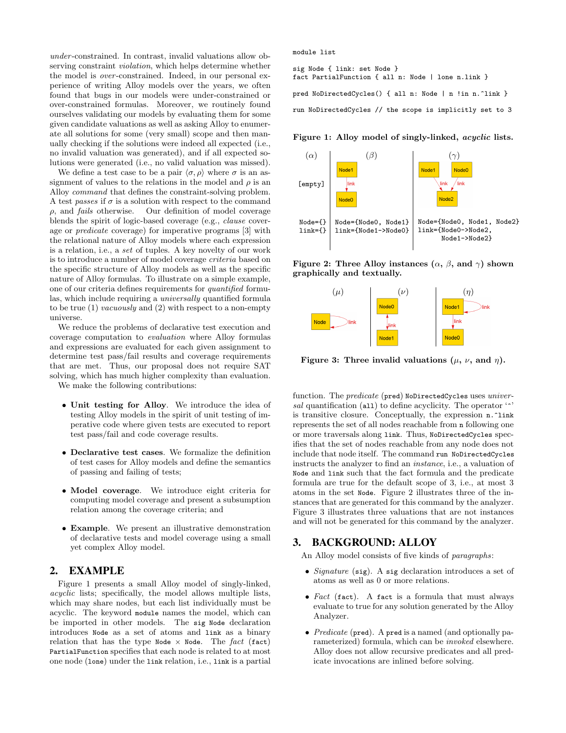*under*-constrained. In contrast, invalid valuations allow observing constraint *violation*, which helps determine whether the model is *over*-constrained. Indeed, in our personal experience of writing Alloy models over the years, we often found that bugs in our models were under-constrained or over-constrained formulas. Moreover, we routinely found ourselves validating our models by evaluating them for some given candidate valuations as well as asking Alloy to enumerate all solutions for some (very small) scope and then manually checking if the solutions were indeed all expected (i.e., no invalid valuation was generated), and if all expected solutions were generated (i.e., no valid valuation was missed).

We define a test case to be a pair $\langle \sigma, \rho \rangle$ where $\sigma$ is an assignment of values to the relations in the model and $\rho$ is an Alloy *command* that defines the constraint-solving problem. A test *passes* if $\sigma$ is a solution with respect to the command $\rho$, and *fails* otherwise. Our definition of model coverage blends the spirit of logic-based coverage (e.g., *clause* coverage or *predicate* coverage) for imperative programs [3] with the relational nature of Alloy models where each expression is a relation, i.e., a *set* of tuples. A key novelty of our work is to introduce a number of model coverage *criteria* based on the specific structure of Alloy models as well as the specific nature of Alloy formulas. To illustrate on a simple example, one of our criteria defines requirements for *quantified* formulas, which include requiring a *universally* quantified formula to be true (1) *vacuously* and (2) with respect to a non-empty universe.

We reduce the problems of declarative test execution and coverage computation to *evaluation* where Alloy formulas and expressions are evaluated for each given assignment to determine test pass/fail results and coverage requirements that are met. Thus, our proposal does not require SAT solving, which has much higher complexity than evaluation.

We make the following contributions:

- **Unit testing for Alloy**. We introduce the idea of testing Alloy models in the spirit of unit testing of imperative code where given tests are executed to report test pass/fail and code coverage results.
- **Declarative test cases**. We formalize the definition of test cases for Alloy models and define the semantics of passing and failing of tests;
- **Model coverage**. We introduce eight criteria for computing model coverage and present a subsumption relation among the coverage criteria; and
- **Example**. We present an illustrative demonstration of declarative tests and model coverage using a small yet complex Alloy model.

## 2. EXAMPLE

Figure 1 presents a small Alloy model of singly-linked, *acyclic* lists; specifically, the model allows multiple lists, which may share nodes, but each list individually must be acyclic. The keyword `module` names the model, which can be imported in other models. The `sig Node` declaration introduces `Node` as a set of atoms and `link` as a binary relation that has the type `Node` $\times$ `Node`. The *fact* (`fact`) `PartialFunction` specifies that each node is related to at most one node (`lone`) under the `link` relation, i.e., `link` is a partial function. The *predicate* (`pred`) `NoDirectedCycles` uses *universal* quantification (`all`) to define acyclicity. The operator '`^`' is transitive closure. Conceptually, the expression `n.^link` represents the set of all nodes reachable from `n` following one or more traversals along `link`. Thus, `NoDirectedCycles` specifies that the set of nodes reachable from any node does not include that node itself. The command `run NoDirectedCycles` instructs the analyzer to find an *instance*, i.e., a valuation of `Node` and `link` such that the fact formula and the predicate formula are true for the default scope of 3, i.e., at most 3 atoms in the set `Node`. Figure 2 illustrates three of the instances that are generated for this command by the analyzer. Figure 3 illustrates three valuations that are not instances and will not be generated for this command by the analyzer.

```
module list

sig Node { link: set Node }
fact PartialFunction { all n: Node | lone n.link }

pred NoDirectedCycles() { all n: Node | n !in n.^link }

run NoDirectedCycles // the scope is implicitly set to 3
```

**Figure 1: Alloy model of singly-linked, *acyclic* lists.**

| ($\alpha$) | ($\beta$) | ($\gamma$) |
|---|---|---|
| [empty] | Node1 –link→ Node0 | Node1 –link→ Node2, Node0 –link→ Node2 |
| Node={} <br> link={} | Node={Node0, Node1} <br> link={Node1->Node0} | Node={Node0, Node1, Node2} <br> link={Node0->Node2, Node1->Node2} |

**Figure 2: Three Alloy instances ($\alpha$, $\beta$, and $\gamma$) shown graphically and textually.**

**Figure 3: Three invalid valuations ($\mu$, $\nu$, and $\eta$).**

## 3. BACKGROUND: ALLOY

An Alloy model consists of five kinds of *paragraphs*:

- *Signature* (`sig`). A `sig` declaration introduces a set of atoms as well as 0 or more relations.
- *Fact* (`fact`). A `fact` is a formula that must always evaluate to true for any solution generated by the Alloy Analyzer.
- *Predicate* (`pred`). A `pred` is a named (and optionally parameterized) formula, which can be *invoked* elsewhere. Alloy does not allow recursive predicates and all predicate invocations are inlined before solving.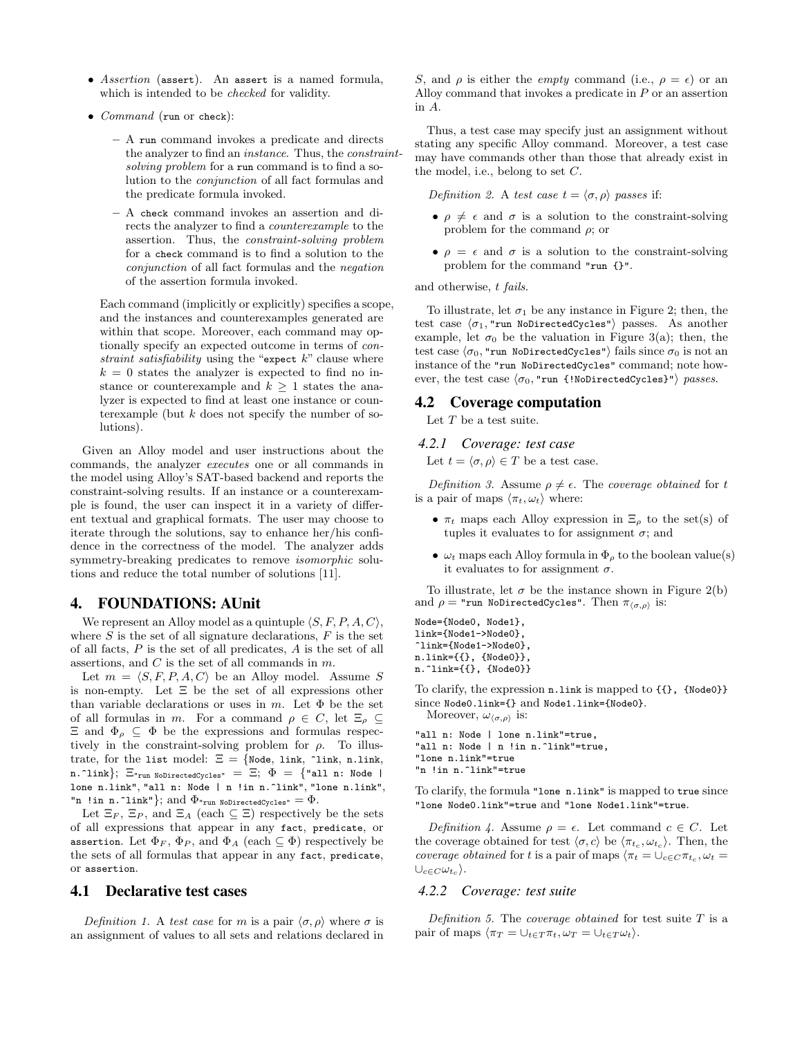- *Assertion* (`assert`). An `assert` is a named formula, which is intended to be *checked* for validity.
- *Command* (`run` or `check`):
  - A `run` command invokes a predicate and directs the analyzer to find an *instance*. Thus, the *constraint-solving problem* for a `run` command is to find a solution to the *conjunction* of all fact formulas and the predicate formula invoked.
  - A `check` command invokes an assertion and directs the analyzer to find a *counterexample* to the assertion. Thus, the *constraint-solving problem* for a `check` command is to find a solution to the *conjunction* of all fact formulas and the *negation* of the assertion formula invoked.

  Each command (implicitly or explicitly) specifies a scope, and the instances and counterexamples generated are within that scope. Moreover, each command may optionally specify an expected outcome in terms of *constraint satisfiability* using the "expect $k$" clause where $k = 0$ states the analyzer is expected to find no instance or counterexample and $k \geq 1$ states the analyzer is expected to find at least one instance or counterexample (but $k$ does not specify the number of solutions).

Given an Alloy model and user instructions about the commands, the analyzer *executes* one or all commands in the model using Alloy's SAT-based backend and reports the constraint-solving results. If an instance or a counterexample is found, the user can inspect it in a variety of different textual and graphical formats. The user may choose to iterate through the solutions, say to enhance her/his confidence in the correctness of the model. The analyzer adds symmetry-breaking predicates to remove *isomorphic* solutions and reduce the total number of solutions [11].

# 4. FOUNDATIONS: AUnit

We represent an Alloy model as a quintuple $\langle S, F, P, A, C\rangle$, where $S$ is the set of all signature declarations, $F$ is the set of all facts, $P$ is the set of all predicates, $A$ is the set of all assertions, and $C$ is the set of all commands in $m$.

Let $m = \langle S, F, P, A, C\rangle$ be an Alloy model. Assume $S$ is non-empty. Let $\Xi$ be the set of all expressions other than variable declarations or uses in $m$. Let $\Phi$ be the set of all formulas in $m$. For a command $\rho \in C$, let $\Xi_\rho \subseteq \Xi$ and $\Phi_\rho \subseteq \Phi$ be the expressions and formulas respectively in the constraint-solving problem for $\rho$. To illustrate, for the `list` model: $\Xi = \{$`Node`, `link`, `^link`, `n.link`, `n.^link`$\}$; $\Xi_{\texttt{"run NoDirectedCycles"}} = \Xi$; $\Phi = \{$`"all n: Node | lone n.link"`, `"all n: Node | n !in n.^link"`, `"lone n.link"`, `"n !in n.^link"`$\}$; and $\Phi_{\texttt{"run NoDirectedCycles"}} = \Phi$.

Let $\Xi_F$, $\Xi_P$, and $\Xi_A$ (each $\subseteq \Xi$) respectively be the sets of all expressions that appear in any `fact`, `predicate`, or `assertion`. Let $\Phi_F$, $\Phi_P$, and $\Phi_A$ (each $\subseteq \Phi$) respectively be the sets of all formulas that appear in any `fact`, `predicate`, or `assertion`.

## 4.1 Declarative test cases

*Definition 1.* A *test case* for $m$ is a pair $\langle \sigma, \rho\rangle$ where $\sigma$ is an assignment of values to all sets and relations declared in $S$, and $\rho$ is either the *empty* command (i.e., $\rho = \epsilon$) or an Alloy command that invokes a predicate in $P$ or an assertion in $A$.

Thus, a test case may specify just an assignment without stating any specific Alloy command. Moreover, a test case may have commands other than those that already exist in the model, i.e., belong to set $C$.

*Definition 2.* A *test case* $t = \langle \sigma, \rho\rangle$ *passes* if:

- $\rho \neq \epsilon$ and $\sigma$ is a solution to the constraint-solving problem for the command $\rho$; or
- $\rho = \epsilon$ and $\sigma$ is a solution to the constraint-solving problem for the command `"run {}"`.

and otherwise, $t$ *fails*.

To illustrate, let $\sigma_1$ be any instance in Figure 2; then, the test case $\langle \sigma_1,$ `"run NoDirectedCycles"`$\rangle$ passes. As another example, let $\sigma_0$ be the valuation in Figure 3(a); then, the test case $\langle \sigma_0,$ `"run NoDirectedCycles"`$\rangle$ fails since $\sigma_0$ is not an instance of the `"run NoDirectedCycles"` command; note however, the test case $\langle \sigma_0,$ `"run {!NoDirectedCycles}"`$\rangle$ *passes*.

## 4.2 Coverage computation

Let $T$ be a test suite.

### 4.2.1 Coverage: test case

Let $t = \langle \sigma, \rho\rangle \in T$ be a test case.

*Definition 3.* Assume $\rho \neq \epsilon$. The *coverage obtained* for $t$ is a pair of maps $\langle \pi_t, \omega_t\rangle$ where:

- $\pi_t$ maps each Alloy expression in $\Xi_\rho$ to the set(s) of tuples it evaluates to for assignment $\sigma$; and
- $\omega_t$ maps each Alloy formula in $\Phi_\rho$ to the boolean value(s) it evaluates to for assignment $\sigma$.

To illustrate, let $\sigma$ be the instance shown in Figure 2(b) and $\rho =$ `"run NoDirectedCycles"`. Then $\pi_{\langle\sigma,\rho\rangle}$ is:

```
Node={Node0, Node1},
link={Node1->Node0},
^link={Node1->Node0},
n.link={{}, {Node0}},
n.^link={{}, {Node0}}
```

To clarify, the expression `n.link` is mapped to `{{}, {Node0}}` since `Node0.link={}` and `Node1.link={Node0}`.

Moreover, $\omega_{\langle\sigma,\rho\rangle}$ is:

```
"all n: Node | lone n.link"=true,
"all n: Node | n !in n.^link"=true,
"lone n.link"=true
"n !in n.^link"=true
```

To clarify, the formula `"lone n.link"` is mapped to `true` since `"lone Node0.link"=true` and `"lone Node1.link"=true`.

*Definition 4.* Assume $\rho = \epsilon$. Let command $c \in C$. Let the coverage obtained for test $\langle \sigma, c\rangle$ be $\langle \pi_{t_c}, \omega_{t_c}\rangle$. Then, the *coverage obtained* for $t$ is a pair of maps $\langle \pi_t = \cup_{c \in C}\pi_{t_c}, \omega_t = \cup_{c\in C}\omega_{t_c}\rangle$.

### 4.2.2 Coverage: test suite

*Definition 5.* The *coverage obtained* for test suite $T$ is a pair of maps $\langle \pi_T = \cup_{t\in T}\pi_t, \omega_T = \cup_{t\in T}\omega_t\rangle$.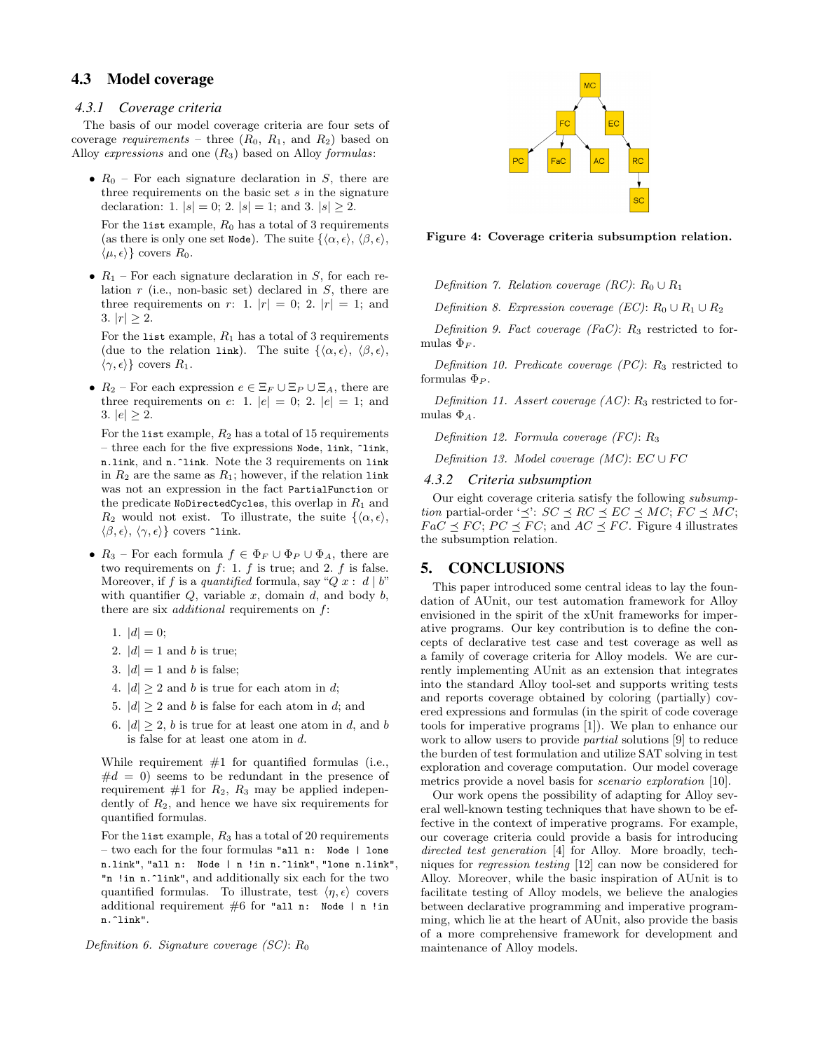### 4.3 Model coverage

#### 4.3.1 Coverage criteria

The basis of our model coverage criteria are four sets of coverage *requirements* – three ($R_0$, $R_1$, and $R_2$) based on Alloy *expressions* and one ($R_3$) based on Alloy *formulas*:

- $R_0$ – For each signature declaration in $S$, there are three requirements on the basic set $s$ in the signature declaration: 1. $|s| = 0$; 2. $|s| = 1$; and 3. $|s| \geq 2$.

  For the `list` example, $R_0$ has a total of 3 requirements (as there is only one set `Node`). The suite $\{\langle \alpha, \epsilon \rangle, \langle \beta, \epsilon \rangle, \langle \mu, \epsilon \rangle\}$ covers $R_0$.

- $R_1$ – For each signature declaration in $S$, for each relation $r$ (i.e., non-basic set) declared in $S$, there are three requirements on $r$: 1. $|r| = 0$; 2. $|r| = 1$; and 3. $|r| \geq 2$.

  For the `list` example, $R_1$ has a total of 3 requirements (due to the relation `link`). The suite $\{\langle \alpha, \epsilon \rangle, \langle \beta, \epsilon \rangle, \langle \gamma, \epsilon \rangle\}$ covers $R_1$.

- $R_2$ – For each expression $e \in \Xi_F \cup \Xi_P \cup \Xi_A$, there are three requirements on $e$: 1. $|e| = 0$; 2. $|e| = 1$; and 3. $|e| \geq 2$.

  For the `list` example, $R_2$ has a total of 15 requirements – three each for the five expressions `Node`, `link`, `^link`, `n.link`, and `n.^link`. Note the 3 requirements on `link` in $R_2$ are the same as $R_1$; however, if the relation `link` was not an expression in the fact `PartialFunction` or the predicate `NoDirectedCycles`, this overlap in $R_1$ and $R_2$ would not exist. To illustrate, the suite $\{\langle \alpha, \epsilon \rangle, \langle \beta, \epsilon \rangle, \langle \gamma, \epsilon \rangle\}$ covers `^link`.

- $R_3$ – For each formula $f \in \Phi_F \cup \Phi_P \cup \Phi_A$, there are two requirements on $f$: 1. $f$ is true; and 2. $f$ is false. Moreover, if $f$ is a *quantified* formula, say "$Q\ x:\ d \mid b$" with quantifier $Q$, variable $x$, domain $d$, and body $b$, there are six *additional* requirements on $f$:

  1. $|d| = 0$;
  2. $|d| = 1$ and $b$ is true;
  3. $|d| = 1$ and $b$ is false;
  4. $|d| \geq 2$ and $b$ is true for each atom in $d$;
  5. $|d| \geq 2$ and $b$ is false for each atom in $d$; and
  6. $|d| \geq 2$, $b$ is true for at least one atom in $d$, and $b$ is false for at least one atom in $d$.

  While requirement #1 for quantified formulas (i.e., $\#d = 0$) seems to be redundant in the presence of requirement #1 for $R_2$, $R_3$ may be applied independently of $R_2$, and hence we have six requirements for quantified formulas.

  For the `list` example, $R_3$ has a total of 20 requirements – two each for the four formulas `"all n: Node | lone n.link"`, `"all n: Node | n !in n.^link"`, `"lone n.link"`, `"n !in n.^link"`, and additionally six each for the two quantified formulas. To illustrate, test $\langle \eta, \epsilon \rangle$ covers additional requirement #6 for `"all n: Node | n !in n.^link"`.

*Definition 6. Signature coverage (SC)*: $R_0$

*Definition 7. Relation coverage (RC)*: $R_0 \cup R_1$

*Definition 8. Expression coverage (EC)*: $R_0 \cup R_1 \cup R_2$

*Definition 9. Fact coverage (FaC)*: $R_3$ restricted to formulas $\Phi_F$.

*Definition 10. Predicate coverage (PC)*: $R_3$ restricted to formulas $\Phi_P$.

*Definition 11. Assert coverage (AC)*: $R_3$ restricted to formulas $\Phi_A$.

*Definition 12. Formula coverage (FC)*: $R_3$

*Definition 13. Model coverage (MC)*: $EC \cup FC$

**Figure 4: Coverage criteria subsumption relation.**

#### 4.3.2 Criteria subsumption

Our eight coverage criteria satisfy the following *subsumption* partial-order '$\preceq$': $SC \preceq RC \preceq EC \preceq MC$; $FC \preceq MC$; $FaC \preceq FC$; $PC \preceq FC$; and $AC \preceq FC$. Figure 4 illustrates the subsumption relation.

## 5. CONCLUSIONS

This paper introduced some central ideas to lay the foundation of AUnit, our test automation framework for Alloy envisioned in the spirit of the xUnit frameworks for imperative programs. Our key contribution is to define the concepts of declarative test case and test coverage as well as a family of coverage criteria for Alloy models. We are currently implementing AUnit as an extension that integrates into the standard Alloy tool-set and supports writing tests and reports coverage obtained by coloring (partially) covered expressions and formulas (in the spirit of code coverage tools for imperative programs [1]). We plan to enhance our work to allow users to provide *partial* solutions [9] to reduce the burden of test formulation and utilize SAT solving in test exploration and coverage computation. Our model coverage metrics provide a novel basis for *scenario exploration* [10].

Our work opens the possibility of adapting for Alloy several well-known testing techniques that have shown to be effective in the context of imperative programs. For example, our coverage criteria could provide a basis for introducing *directed test generation* [4] for Alloy. More broadly, techniques for *regression testing* [12] can now be considered for Alloy. Moreover, while the basic inspiration of AUnit is to facilitate testing of Alloy models, we believe the analogies between declarative programming and imperative programming, which lie at the heart of AUnit, also provide the basis of a more comprehensive framework for development and maintenance of Alloy models.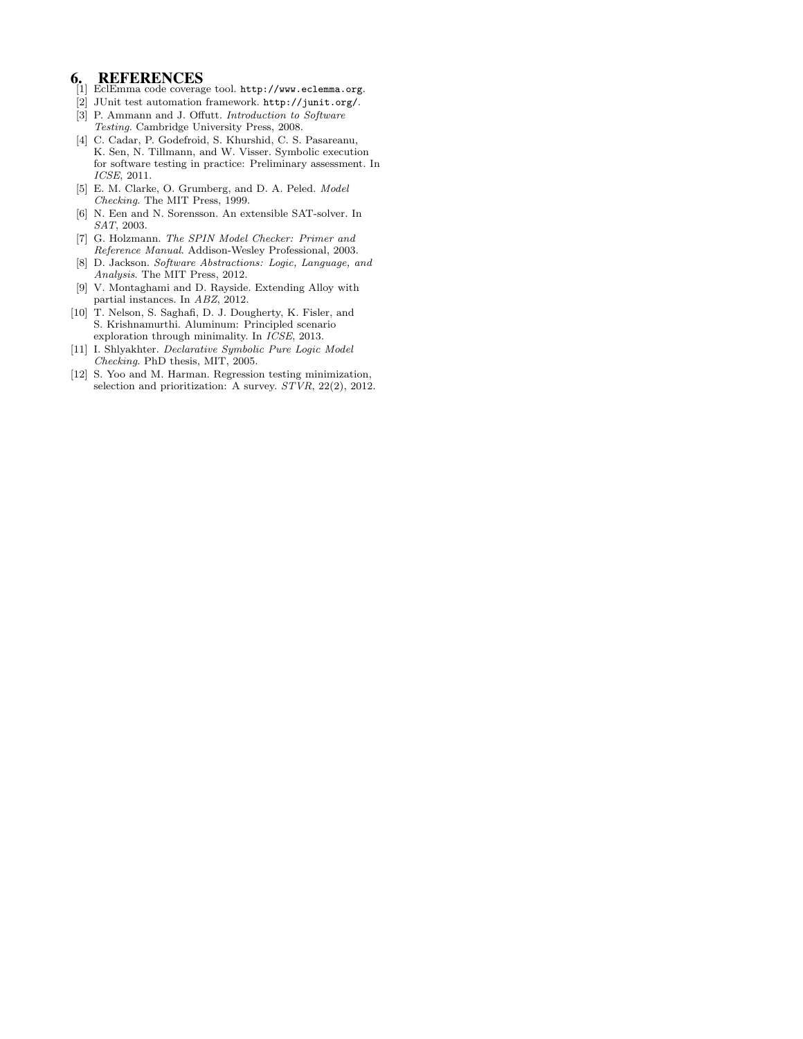# 6. REFERENCES

[1] EclEmma code coverage tool. `http://www.eclemma.org`.

[2] JUnit test automation framework. `http://junit.org/`.

[3] P. Ammann and J. Offutt. *Introduction to Software Testing*. Cambridge University Press, 2008.

[4] C. Cadar, P. Godefroid, S. Khurshid, C. S. Pasareanu, K. Sen, N. Tillmann, and W. Visser. Symbolic execution for software testing in practice: Preliminary assessment. In *ICSE*, 2011.

[5] E. M. Clarke, O. Grumberg, and D. A. Peled. *Model Checking*. The MIT Press, 1999.

[6] N. Een and N. Sorensson. An extensible SAT-solver. In *SAT*, 2003.

[7] G. Holzmann. *The SPIN Model Checker: Primer and Reference Manual*. Addison-Wesley Professional, 2003.

[8] D. Jackson. *Software Abstractions: Logic, Language, and Analysis*. The MIT Press, 2012.

[9] V. Montaghami and D. Rayside. Extending Alloy with partial instances. In *ABZ*, 2012.

[10] T. Nelson, S. Saghafi, D. J. Dougherty, K. Fisler, and S. Krishnamurthi. Aluminum: Principled scenario exploration through minimality. In *ICSE*, 2013.

[11] I. Shlyakhter. *Declarative Symbolic Pure Logic Model Checking*. PhD thesis, MIT, 2005.

[12] S. Yoo and M. Harman. Regression testing minimization, selection and prioritization: A survey. *STVR*, 22(2), 2012.